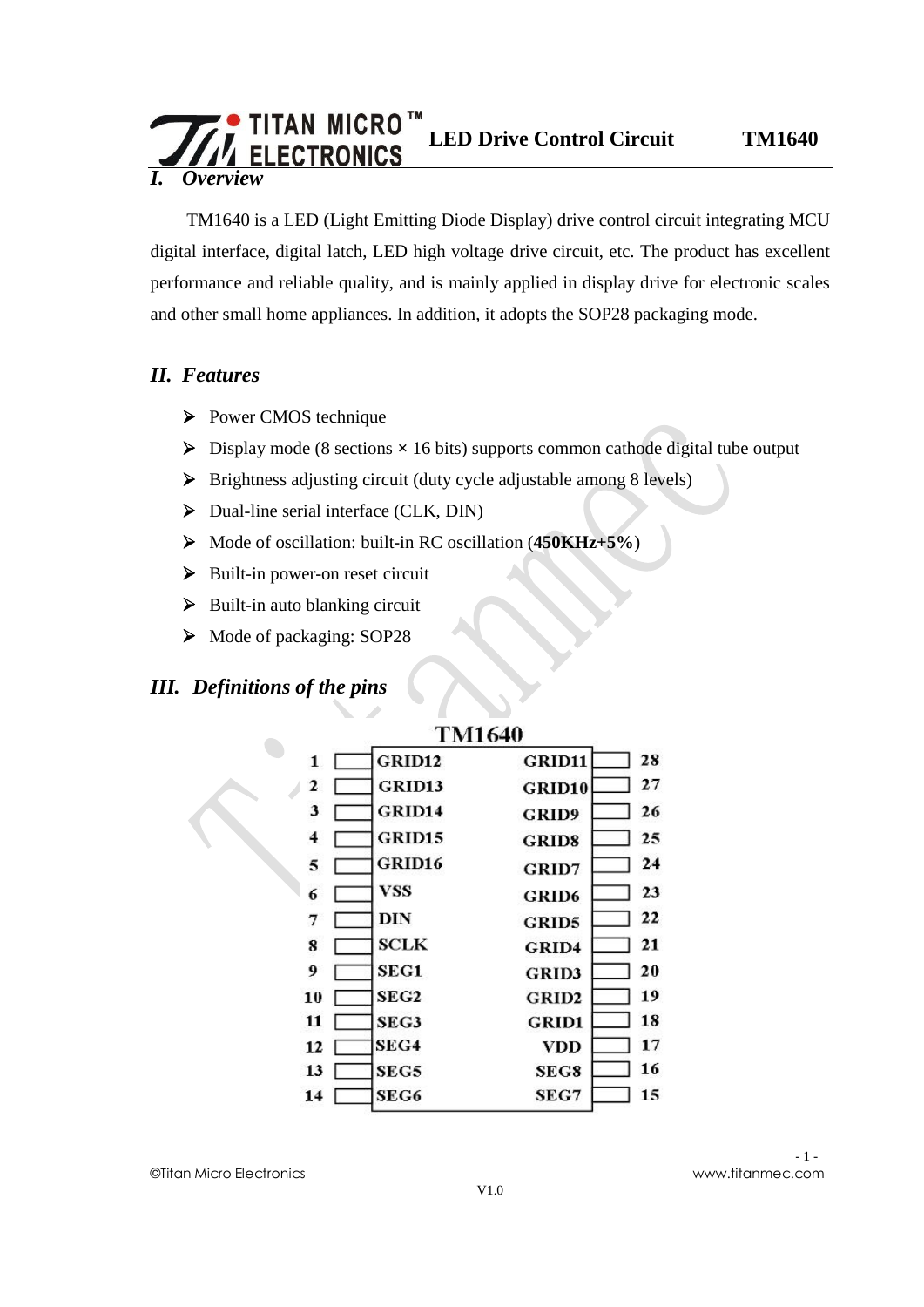# I. Overview

TM1640 is a LED (Light Emitting Diode Display) drive control circuit integrating MCU digital interface, digital latch, LED high voltage drive circuit, etc. The product has excellent performance and reliable quality, and is mainly applied in display drive for electronic scales and other small home appliances. In addition, it adopts the SOP28 packaging mode.

## II. Features

- Power CMOS technique
- Display mode (8 sections × 16 bits) supports common cathode digital tube output
- Brightness adjusting circuit (duty cycle adjustable among 8 levels)
- Dual-line serial interface (CLK, DIN)
- Mode of oscillation: built-in RC oscillation (**450KHz+5%**)
- Built-in power-on reset circuit
- Built-in auto blanking circuit
- Mode of packaging: SOP28

## III. Definitions of the pins

**TM1640**

| Pin | Name | Name | Pin |
|---|---|---|---|
| 1 | GRID12 | GRID11 | 28 |
| 2 | GRID13 | GRID10 | 27 |
| 3 | GRID14 | GRID9 | 26 |
| 4 | GRID15 | GRID8 | 25 |
| 5 | GRID16 | GRID7 | 24 |
| 6 | VSS | GRID6 | 23 |
| 7 | DIN | GRID5 | 22 |
| 8 | SCLK | GRID4 | 21 |
| 9 | SEG1 | GRID3 | 20 |
| 10 | SEG2 | GRID2 | 19 |
| 11 | SEG3 | GRID1 | 18 |
| 12 | SEG4 | VDD | 17 |
| 13 | SEG5 | SEG8 | 16 |
| 14 | SEG6 | SEG7 | 15 |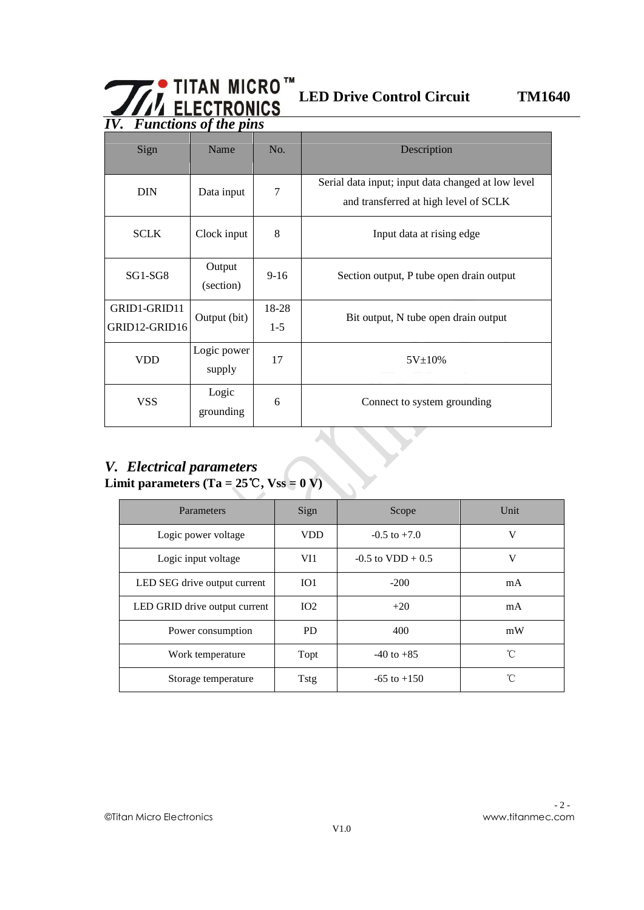## IV. Functions of the pins

| Sign | Name | No. | Description |
|---|---|---|---|
| DIN | Data input | 7 | Serial data input; input data changed at low level and transferred at high level of SCLK |
| SCLK | Clock input | 8 | Input data at rising edge |
| SG1-SG8 | Output (section) | 9-16 | Section output, P tube open drain output |
| GRID1-GRID11 GRID12-GRID16 | Output (bit) | 18-28 1-5 | Bit output, N tube open drain output |
| VDD | Logic power supply | 17 | 5V±10% |
| VSS | Logic grounding | 6 | Connect to system grounding |

## V. Electrical parameters

**Limit parameters (Ta = 25℃, Vss = 0 V)**

| Parameters | Sign | Scope | Unit |
|---|---|---|---|
| Logic power voltage | VDD | -0.5 to +7.0 | V |
| Logic input voltage | VI1 | -0.5 to VDD + 0.5 | V |
| LED SEG drive output current | IO1 | -200 | mA |
| LED GRID drive output current | IO2 | +20 | mA |
| Power consumption | PD | 400 | mW |
| Work temperature | Topt | -40 to +85 | ℃ |
| Storage temperature | Tstg | -65 to +150 | ℃ |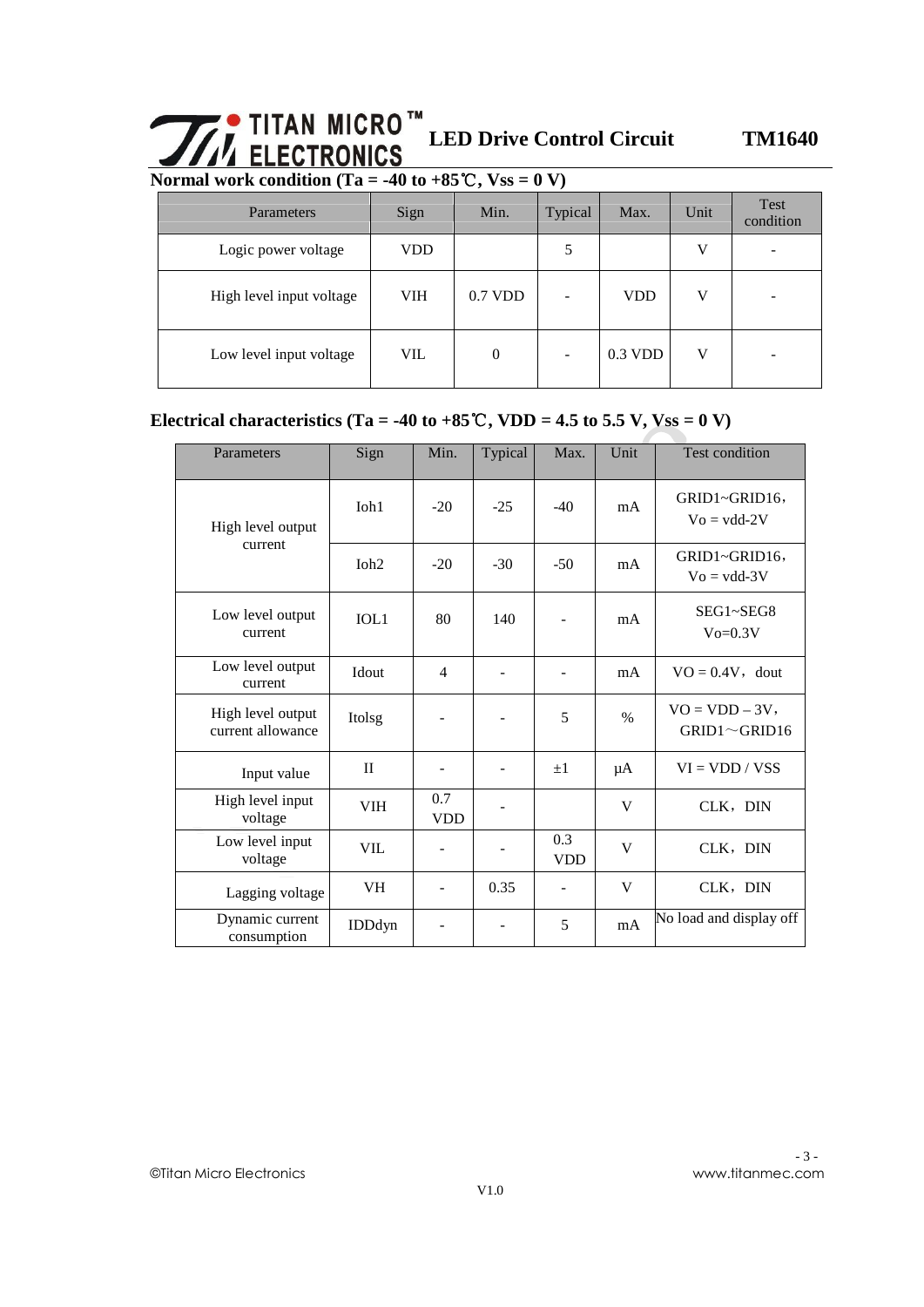## Normal work condition (Ta = -40 to +85℃, Vss = 0 V)

| Parameters | Sign | Min. | Typical | Max. | Unit | Test condition |
|---|---|---|---|---|---|---|
| Logic power voltage | VDD | | 5 | | V | - |
| High level input voltage | VIH | 0.7 VDD | - | VDD | V | - |
| Low level input voltage | VIL | 0 | - | 0.3 VDD | V | - |

## Electrical characteristics (Ta = -40 to +85℃, VDD = 4.5 to 5.5 V, Vss = 0 V)

| Parameters | Sign | Min. | Typical | Max. | Unit | Test condition |
|---|---|---|---|---|---|---|
| High level output current | Ioh1 | -20 | -25 | -40 | mA | GRID1~GRID16, Vo = vdd-2V |
| | Ioh2 | -20 | -30 | -50 | mA | GRID1~GRID16, Vo = vdd-3V |
| Low level output current | IOL1 | 80 | 140 | - | mA | SEG1~SEG8 Vo=0.3V |
| Low level output current | Idout | 4 | - | - | mA | VO = 0.4V, dout |
| High level output current allowance | Itolsg | - | - | 5 | % | VO = VDD – 3V, GRID1～GRID16 |
| Input value | II | - | - | ±1 | μA | VI = VDD / VSS |
| High level input voltage | VIH | 0.7 VDD | - | | V | CLK, DIN |
| Low level input voltage | VIL | - | - | 0.3 VDD | V | CLK, DIN |
| Lagging voltage | VH | - | 0.35 | - | V | CLK, DIN |
| Dynamic current consumption | IDDdyn | - | - | 5 | mA | No load and display off |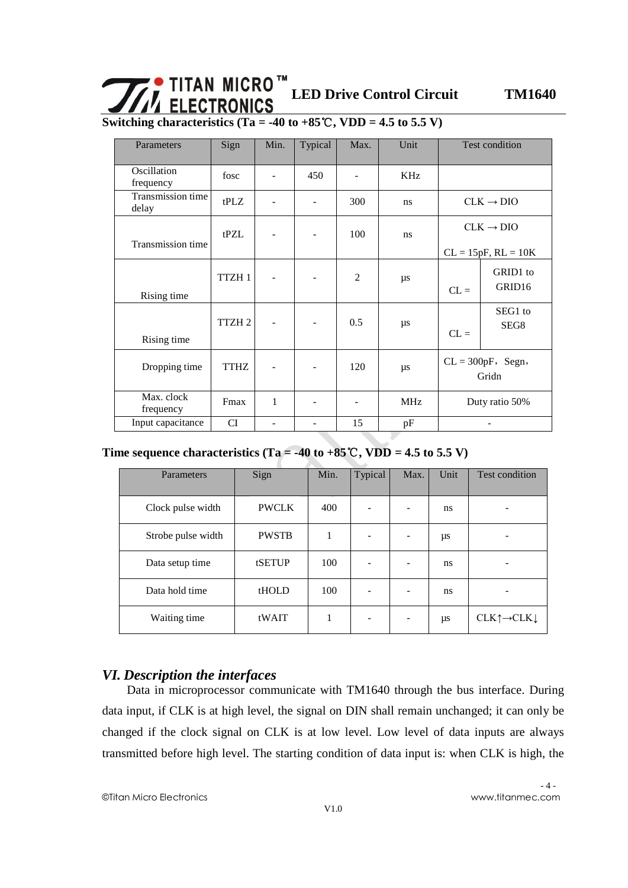Switching characteristics (Ta = -40 to +85℃, VDD = 4.5 to 5.5 V)

| Parameters | Sign | Min. | Typical | Max. | Unit | Test condition | |
|---|---|---|---|---|---|---|---|
| Oscillation frequency | fosc | - | 450 | - | KHz | | |
| Transmission time delay | tPLZ | - | - | 300 | ns | CLK → DIO | |
| Transmission time | tPZL | - | - | 100 | ns | CLK → DIO CL = 15pF, RL = 10K | |
| Rising time | TTZH 1 | - | - | 2 | μs | CL = | GRID1 to GRID16 |
| Rising time | TTZH 2 | - | - | 0.5 | μs | CL = | SEG1 to SEG8 |
| Dropping time | TTHZ | - | - | 120 | μs | CL = 300pF，Segn，Gridn | |
| Max. clock frequency | Fmax | 1 | - | - | MHz | Duty ratio 50% | |
| Input capacitance | CI | - | - | 15 | pF | - | |

Time sequence characteristics (Ta = -40 to +85℃, VDD = 4.5 to 5.5 V)

| Parameters | Sign | Min. | Typical | Max. | Unit | Test condition |
|---|---|---|---|---|---|---|
| Clock pulse width | PWCLK | 400 | - | - | ns | - |
| Strobe pulse width | PWSTB | 1 | - | - | μs | - |
| Data setup time | tSETUP | 100 | - | - | ns | - |
| Data hold time | tHOLD | 100 | - | - | ns | - |
| Waiting time | tWAIT | 1 | - | - | μs | CLK↑→CLK↓ |

## *VI. Description the interfaces*

Data in microprocessor communicate with TM1640 through the bus interface. During data input, if CLK is at high level, the signal on DIN shall remain unchanged; it can only be changed if the clock signal on CLK is at low level. Low level of data inputs are always transmitted before high level. The starting condition of data input is: when CLK is high, the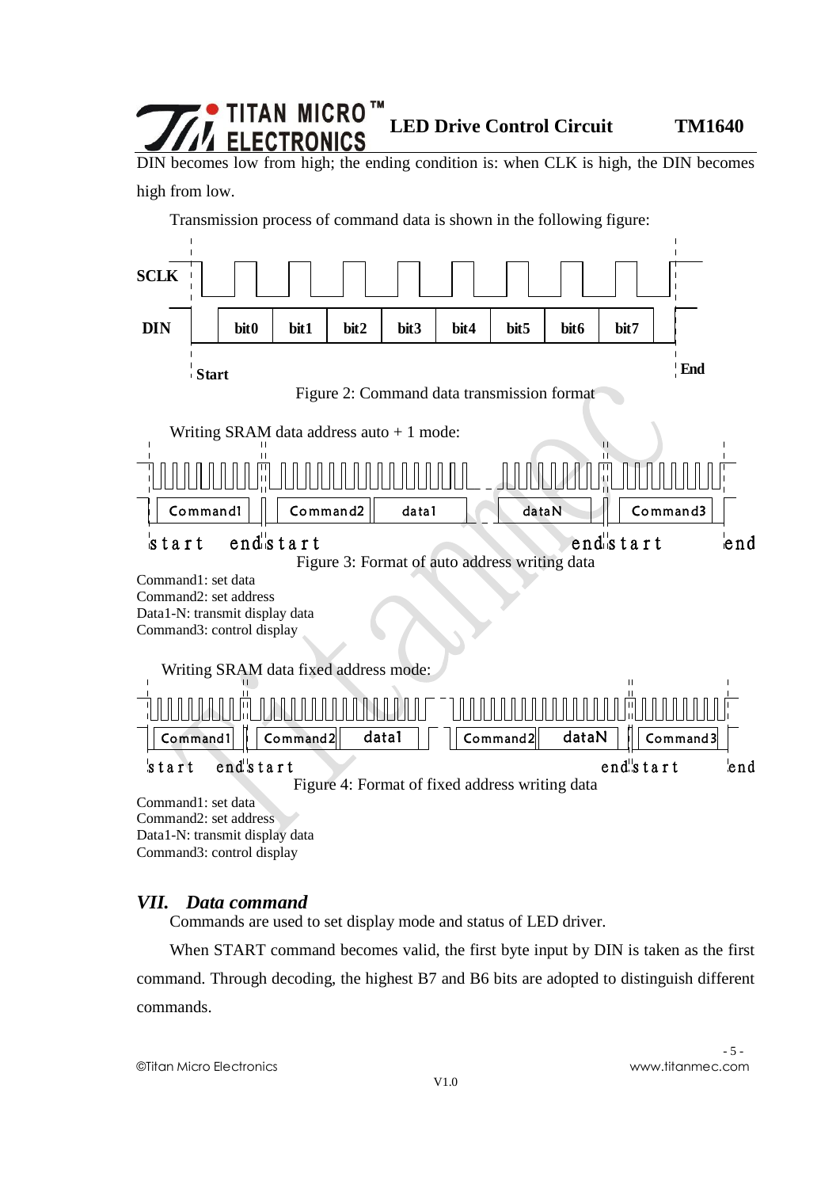DIN becomes low from high; the ending condition is: when CLK is high, the DIN becomes high from low.

Transmission process of command data is shown in the following figure:

SCLK

DIN bit0 bit1 bit2 bit3 bit4 bit5 bit6 bit7

Start End

Figure 2: Command data transmission format

Writing SRAM data address auto + 1 mode:

Command1 Command2 data1 dataN Command3

start end start end start end

Figure 3: Format of auto address writing data

Command1: set data
Command2: set address
Data1-N: transmit display data
Command3: control display

Writing SRAM data fixed address mode:

Command1 Command2 data1 Command2 dataN Command3

start end start end start end

Figure 4: Format of fixed address writing data

Command1: set data
Command2: set address
Data1-N: transmit display data
Command3: control display

## *VII. Data command*

Commands are used to set display mode and status of LED driver.

When START command becomes valid, the first byte input by DIN is taken as the first command. Through decoding, the highest B7 and B6 bits are adopted to distinguish different commands.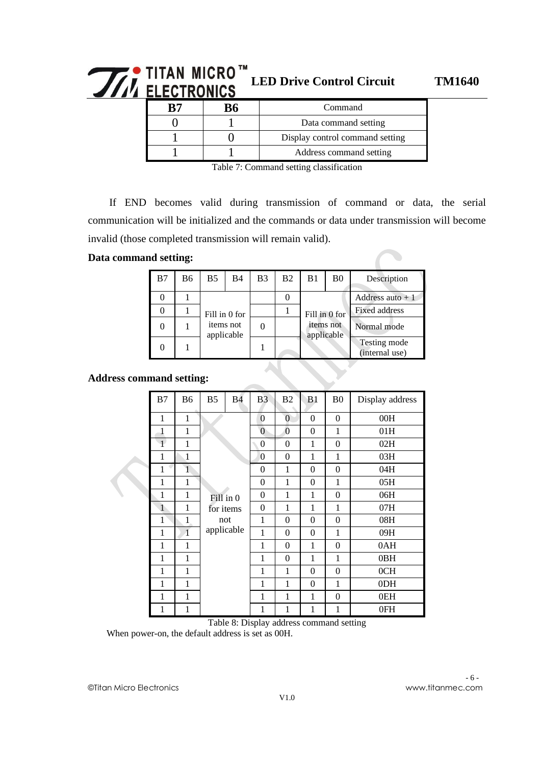| B7 | B6 | Command |
|---|---|---|
| 0 | 1 | Data command setting |
| 1 | 0 | Display control command setting |
| 1 | 1 | Address command setting |

Table 7: Command setting classification

If END becomes valid during transmission of command or data, the serial communication will be initialized and the commands or data under transmission will become invalid (those completed transmission will remain valid).

**Data command setting:**

| B7 | B6 | B5 | B4 | B3 | B2 | B1 | B0 | Description |
|---|---|---|---|---|---|---|---|---|
| 0 | 1 | Fill in 0 for items not applicable | | | 0 | Fill in 0 for items not applicable | | Address auto + 1 |
| 0 | 1 | | | | 1 | | | Fixed address |
| 0 | 1 | | | 0 | | | | Normal mode |
| 0 | 1 | | | 1 | | | | Testing mode (internal use) |

**Address command setting:**

| B7 | B6 | B5 | B4 | B3 | B2 | B1 | B0 | Display address |
|---|---|---|---|---|---|---|---|---|
| 1 | 1 | Fill in 0 for items not applicable | | 0 | 0 | 0 | 0 | 00H |
| 1 | 1 | | | 0 | 0 | 0 | 1 | 01H |
| 1 | 1 | | | 0 | 0 | 1 | 0 | 02H |
| 1 | 1 | | | 0 | 0 | 1 | 1 | 03H |
| 1 | 1 | | | 0 | 1 | 0 | 0 | 04H |
| 1 | 1 | | | 0 | 1 | 0 | 1 | 05H |
| 1 | 1 | | | 0 | 1 | 1 | 0 | 06H |
| 1 | 1 | | | 0 | 1 | 1 | 1 | 07H |
| 1 | 1 | | | 1 | 0 | 0 | 0 | 08H |
| 1 | 1 | | | 1 | 0 | 0 | 1 | 09H |
| 1 | 1 | | | 1 | 0 | 1 | 0 | 0AH |
| 1 | 1 | | | 1 | 0 | 1 | 1 | 0BH |
| 1 | 1 | | | 1 | 1 | 0 | 0 | 0CH |
| 1 | 1 | | | 1 | 1 | 0 | 1 | 0DH |
| 1 | 1 | | | 1 | 1 | 1 | 0 | 0EH |
| 1 | 1 | | | 1 | 1 | 1 | 1 | 0FH |

Table 8: Display address command setting

When power-on, the default address is set as 00H.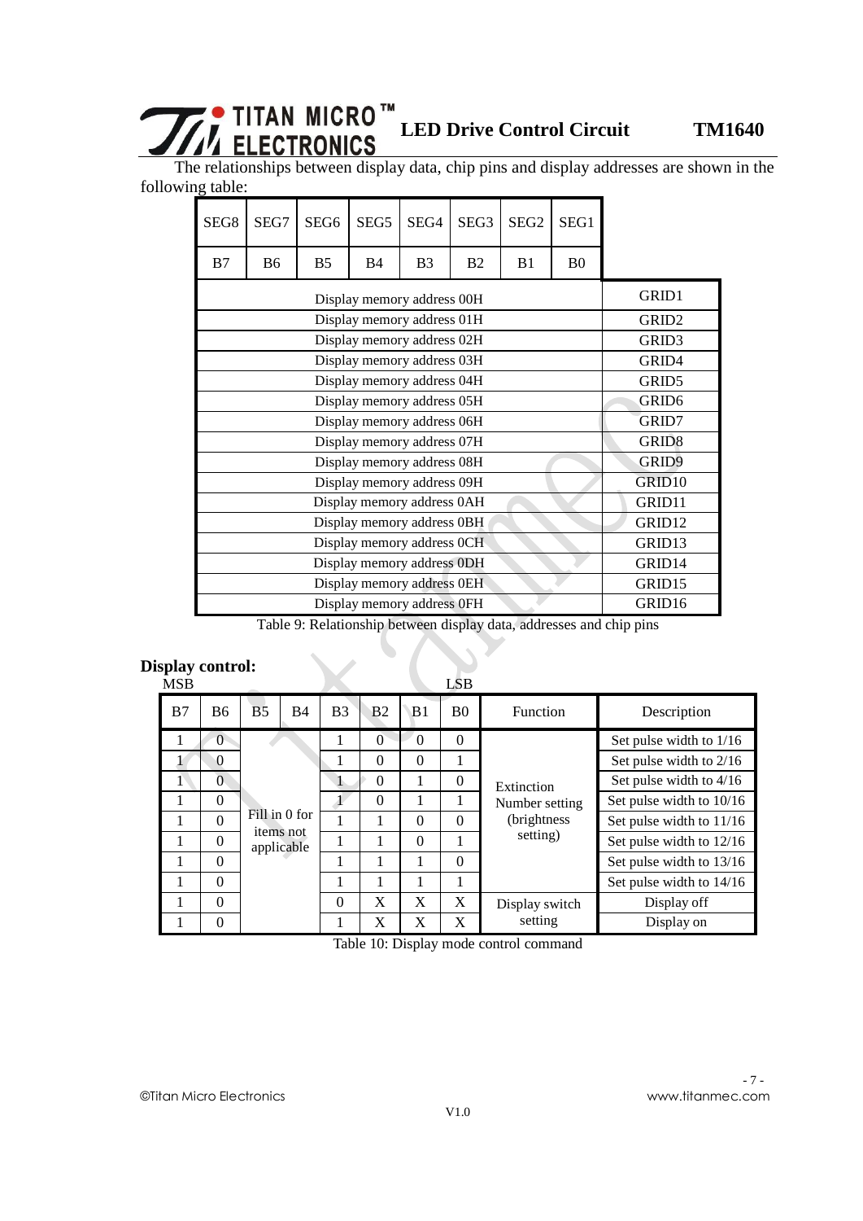The relationships between display data, chip pins and display addresses are shown in the following table:

| SEG8 | SEG7 | SEG6 | SEG5 | SEG4 | SEG3 | SEG2 | SEG1 | |
|---|---|---|---|---|---|---|---|---|
| B7 | B6 | B5 | B4 | B3 | B2 | B1 | B0 | |
| Display memory address 00H | | | | | | | | GRID1 |
| Display memory address 01H | | | | | | | | GRID2 |
| Display memory address 02H | | | | | | | | GRID3 |
| Display memory address 03H | | | | | | | | GRID4 |
| Display memory address 04H | | | | | | | | GRID5 |
| Display memory address 05H | | | | | | | | GRID6 |
| Display memory address 06H | | | | | | | | GRID7 |
| Display memory address 07H | | | | | | | | GRID8 |
| Display memory address 08H | | | | | | | | GRID9 |
| Display memory address 09H | | | | | | | | GRID10 |
| Display memory address 0AH | | | | | | | | GRID11 |
| Display memory address 0BH | | | | | | | | GRID12 |
| Display memory address 0CH | | | | | | | | GRID13 |
| Display memory address 0DH | | | | | | | | GRID14 |
| Display memory address 0EH | | | | | | | | GRID15 |
| Display memory address 0FH | | | | | | | | GRID16 |

Table 9: Relationship between display data, addresses and chip pins

**Display control:**

MSB LSB

| B7 | B6 | B5 | B4 | B3 | B2 | B1 | B0 | Function | Description |
|---|---|---|---|---|---|---|---|---|---|
| 1 | 0 | Fill in 0 for items not applicable | | 1 | 0 | 0 | 0 | Extinction Number setting (brightness setting) | Set pulse width to 1/16 |
| 1 | 0 | | | 1 | 0 | 0 | 1 | | Set pulse width to 2/16 |
| 1 | 0 | | | 1 | 0 | 1 | 0 | | Set pulse width to 4/16 |
| 1 | 0 | | | 1 | 0 | 1 | 1 | | Set pulse width to 10/16 |
| 1 | 0 | | | 1 | 1 | 0 | 0 | | Set pulse width to 11/16 |
| 1 | 0 | | | 1 | 1 | 0 | 1 | | Set pulse width to 12/16 |
| 1 | 0 | | | 1 | 1 | 1 | 0 | | Set pulse width to 13/16 |
| 1 | 0 | | | 1 | 1 | 1 | 1 | | Set pulse width to 14/16 |
| 1 | 0 | | | 0 | X | X | X | Display switch setting | Display off |
| 1 | 0 | | | 1 | X | X | X | | Display on |

Table 10: Display mode control command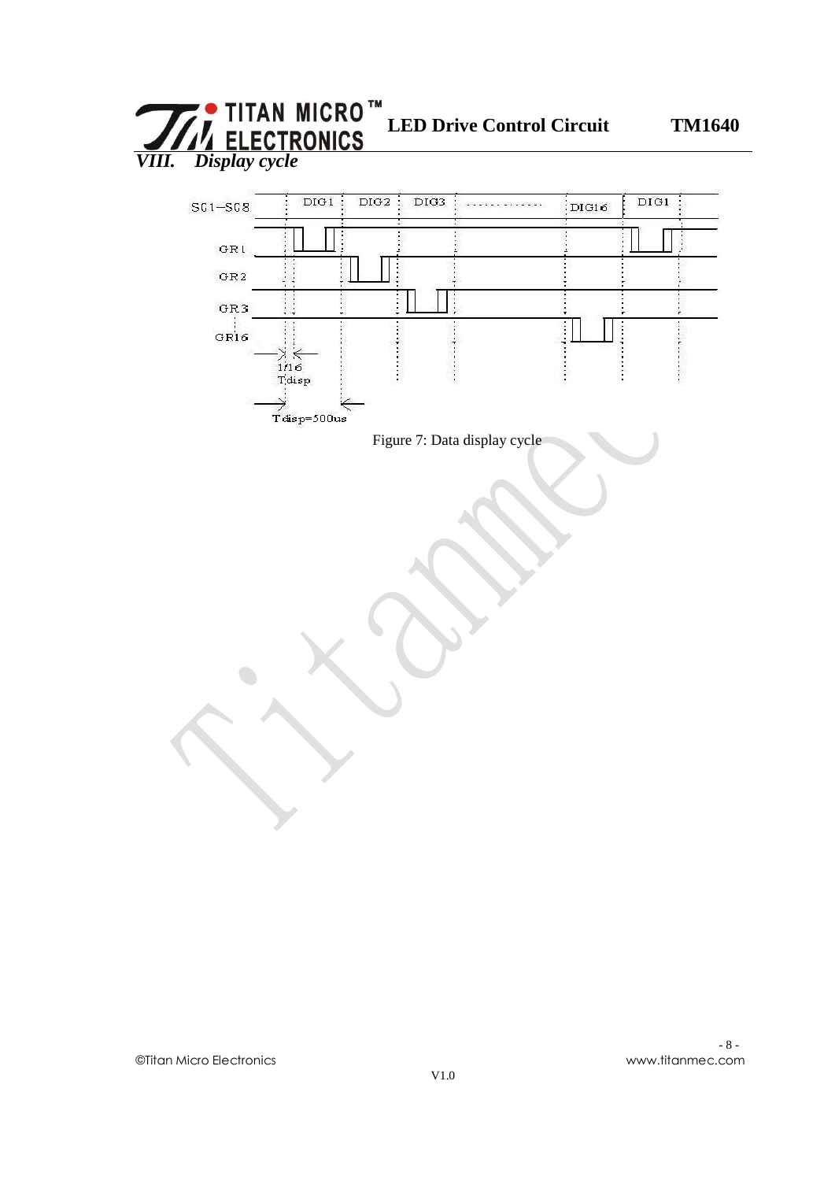## VIII. Display cycle

SG1–SG8 DIG1 DIG2 DIG3 ............ DIG16 DIG1

GR1

GR2

GR3

GR16

1/16 Tdisp

Tdisp=500us

Figure 7: Data display cycle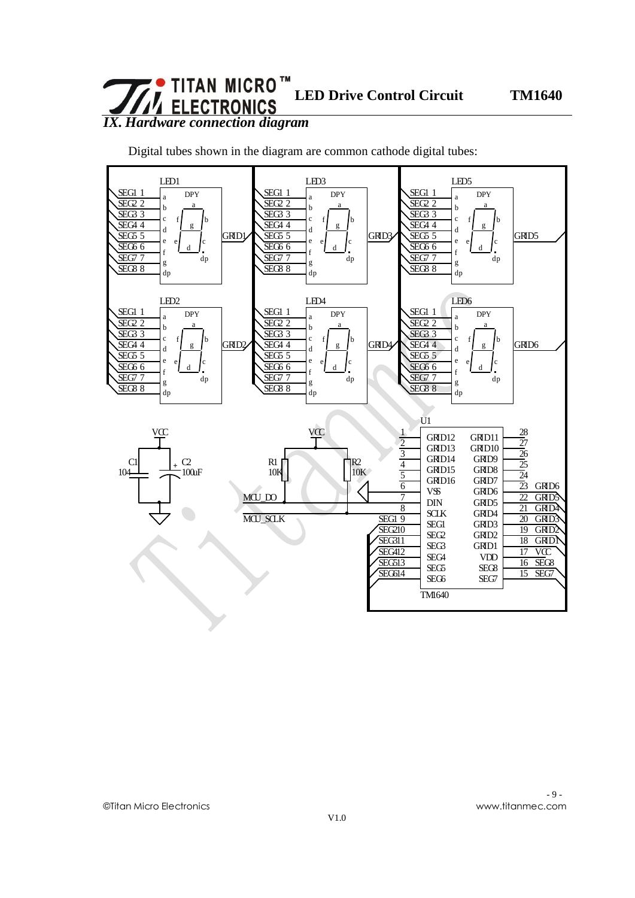## *IX. Hardware connection diagram*

Digital tubes shown in the diagram are common cathode digital tubes: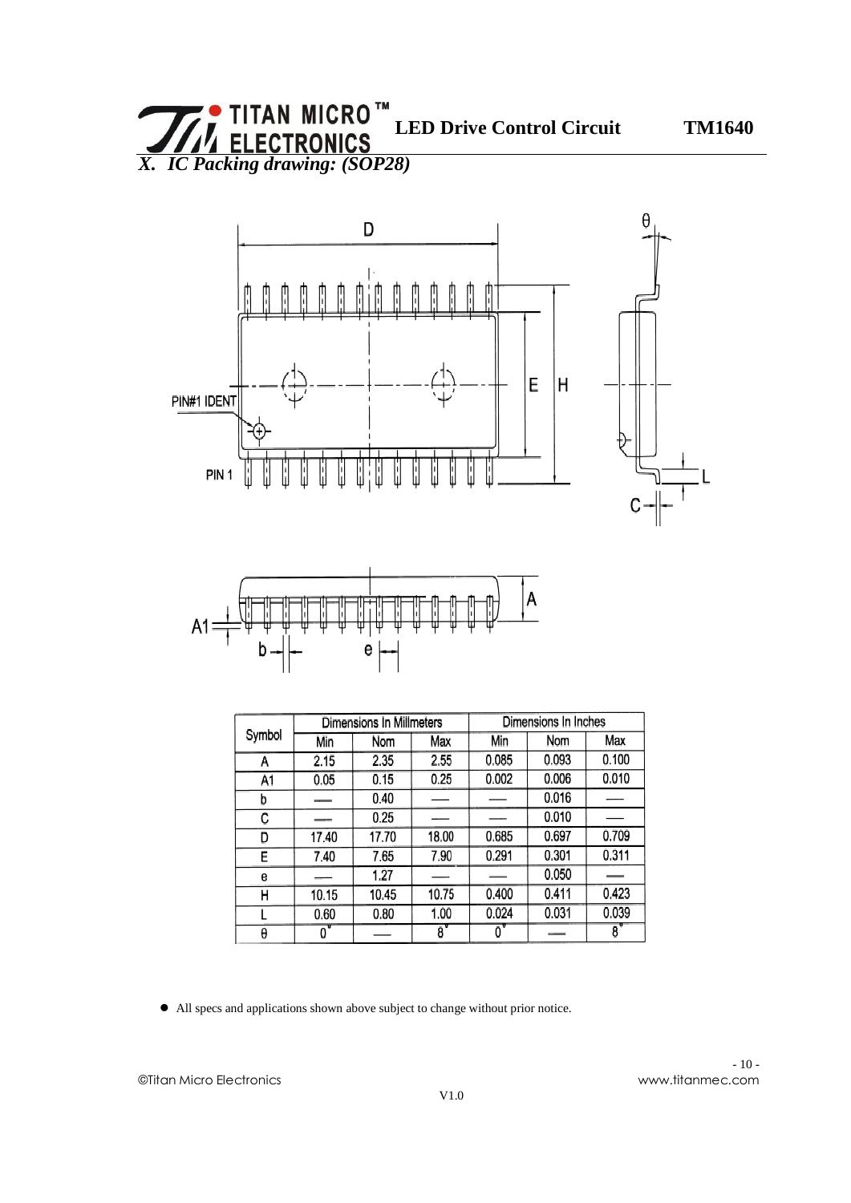## X. IC Packing drawing: (SOP28)

D

θ

E

H

PIN#1 IDENT

PIN 1

L

C

A

A1

b

e

| Symbol | Dimensions In Millmeters | | | Dimensions In Inches | | |
|---|---|---|---|---|---|---|
| | Min | Nom | Max | Min | Nom | Max |
| A | 2.15 | 2.35 | 2.55 | 0.085 | 0.093 | 0.100 |
| A1 | 0.05 | 0.15 | 0.25 | 0.002 | 0.006 | 0.010 |
| b | — | 0.40 | — | — | 0.016 | — |
| C | — | 0.25 | — | — | 0.010 | — |
| D | 17.40 | 17.70 | 18.00 | 0.685 | 0.697 | 0.709 |
| E | 7.40 | 7.65 | 7.90 | 0.291 | 0.301 | 0.311 |
| e | — | 1.27 | — | — | 0.050 | — |
| H | 10.15 | 10.45 | 10.75 | 0.400 | 0.411 | 0.423 |
| L | 0.60 | 0.80 | 1.00 | 0.024 | 0.031 | 0.039 |
| θ | 0° | — | 8° | 0° | — | 8° |

- All specs and applications shown above subject to change without prior notice.